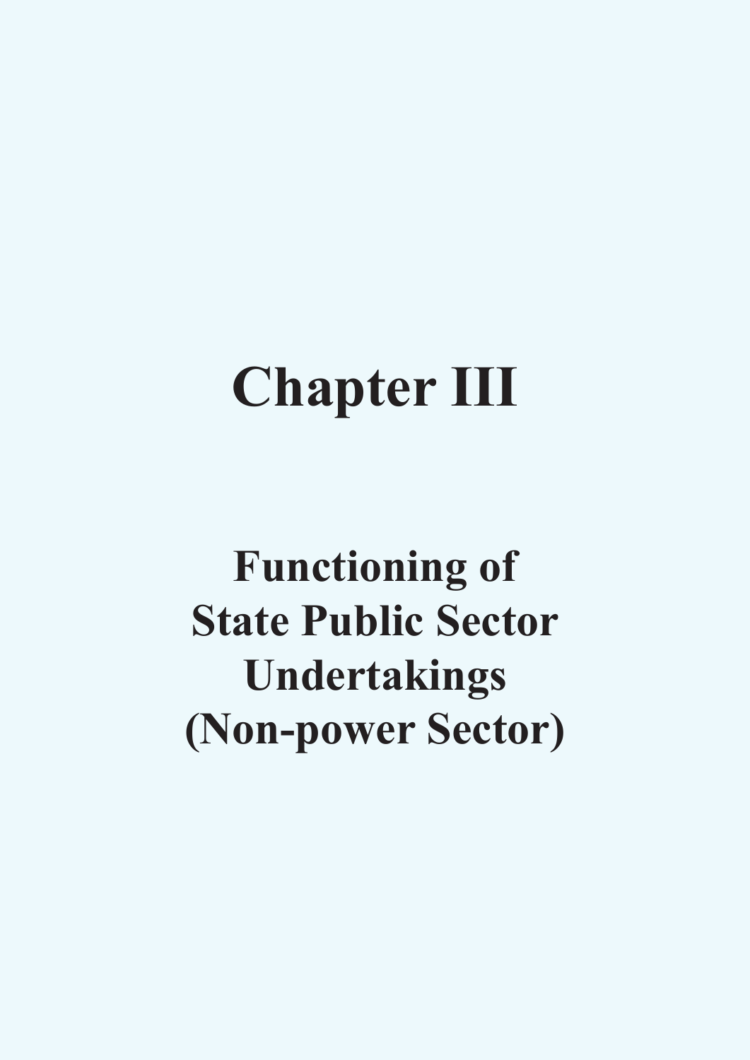# Chapter III

## Functioning of State Public Sector Undertakings (Non-power Sector)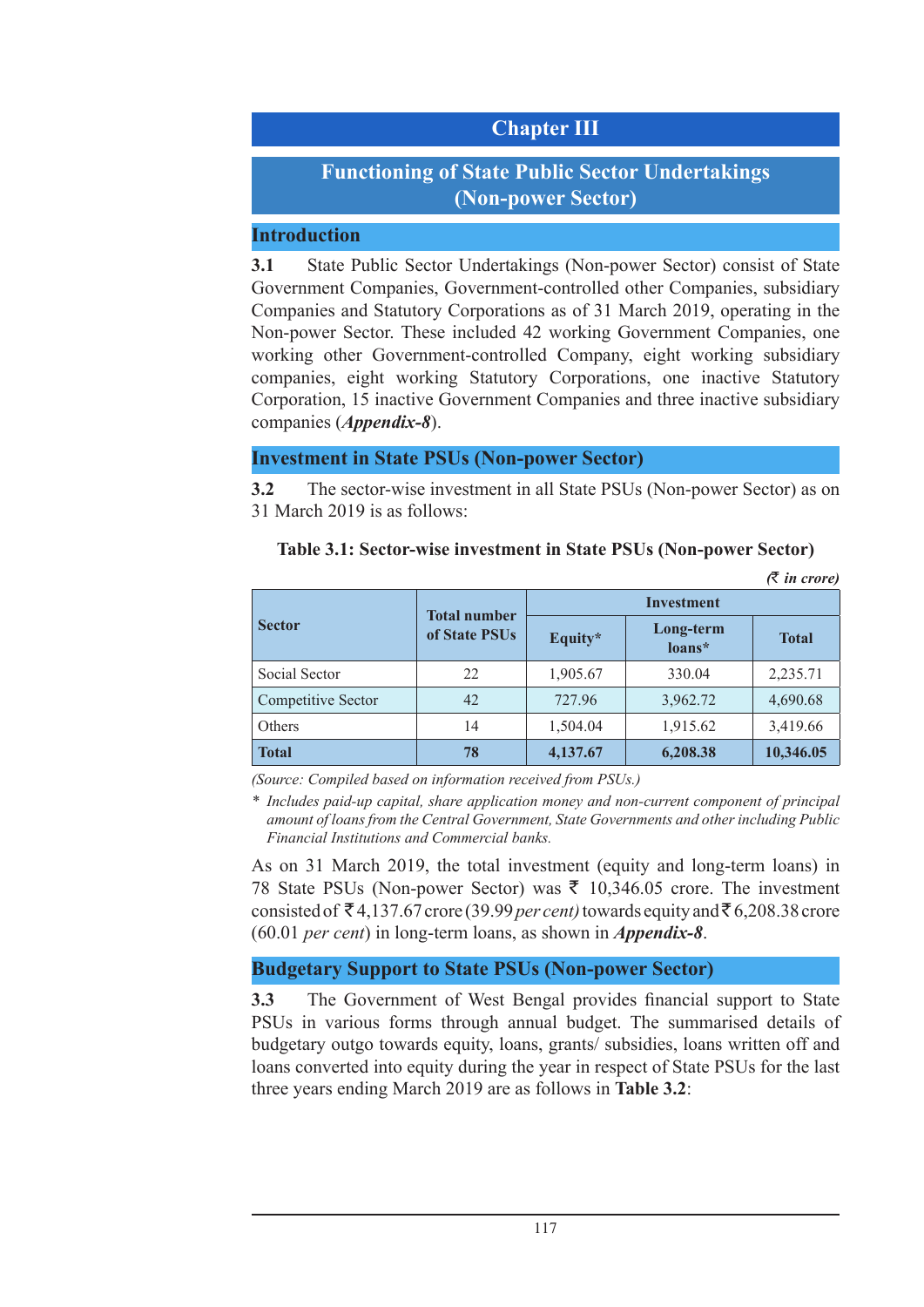# Chapter III

## Functioning of State Public Sector Undertakings (Non-power Sector)

### Introduction

**3.1** State Public Sector Undertakings (Non-power Sector) consist of State Government Companies, Government-controlled other Companies, subsidiary Companies and Statutory Corporations as of 31 March 2019, operating in the Non-power Sector. These included 42 working Government Companies, one working other Government-controlled Company, eight working subsidiary companies, eight working Statutory Corporations, one inactive Statutory Corporation, 15 inactive Government Companies and three inactive subsidiary companies (***Appendix-8***).

### Investment in State PSUs (Non-power Sector)

**3.2** The sector-wise investment in all State PSUs (Non-power Sector) as on 31 March 2019 is as follows:

**Table 3.1: Sector-wise investment in State PSUs (Non-power Sector)**

***(₹ in crore)***

| Sector | Total number of State PSUs | Investment | | |
|---|---|---|---|---|
| | | Equity* | Long-term loans* | Total |
| Social Sector | 22 | 1,905.67 | 330.04 | 2,235.71 |
| Competitive Sector | 42 | 727.96 | 3,962.72 | 4,690.68 |
| Others | 14 | 1,504.04 | 1,915.62 | 3,419.66 |
| **Total** | **78** | **4,137.67** | **6,208.38** | **10,346.05** |

*(Source: Compiled based on information received from PSUs.)*

\* *Includes paid-up capital, share application money and non-current component of principal amount of loans from the Central Government, State Governments and other including Public Financial Institutions and Commercial banks.*

As on 31 March 2019, the total investment (equity and long-term loans) in 78 State PSUs (Non-power Sector) was ₹ 10,346.05 crore. The investment consisted of ₹ 4,137.67 crore (39.99 *per cent)* towards equity and ₹ 6,208.38 crore (60.01 *per cent*) in long-term loans, as shown in ***Appendix-8***.

### Budgetary Support to State PSUs (Non-power Sector)

**3.3** The Government of West Bengal provides financial support to State PSUs in various forms through annual budget. The summarised details of budgetary outgo towards equity, loans, grants/ subsidies, loans written off and loans converted into equity during the year in respect of State PSUs for the last three years ending March 2019 are as follows in **Table 3.2**: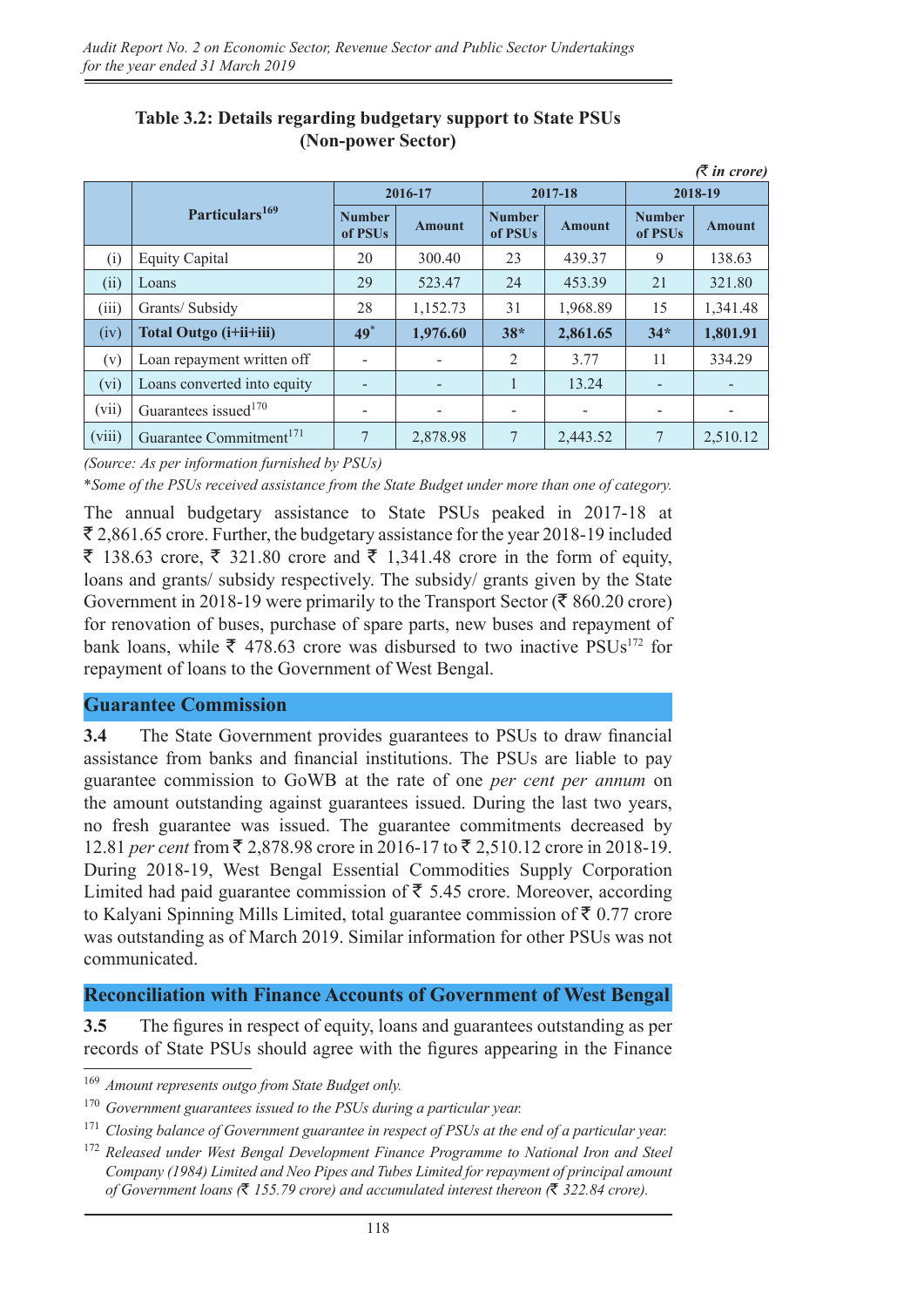**Table 3.2: Details regarding budgetary support to State PSUs (Non-power Sector)**

*(₹ in crore)*

| | Particulars[169] | 2016-17 | | 2017-18 | | 2018-19 | |
|---|---|---|---|---|---|---|---|
| | | Number of PSUs | Amount | Number of PSUs | Amount | Number of PSUs | Amount |
| (i) | Equity Capital | 20 | 300.40 | 23 | 439.37 | 9 | 138.63 |
| (ii) | Loans | 29 | 523.47 | 24 | 453.39 | 21 | 321.80 |
| (iii) | Grants/ Subsidy | 28 | 1,152.73 | 31 | 1,968.89 | 15 | 1,341.48 |
| (iv) | **Total Outgo (i+ii+iii)** | **49*** | **1,976.60** | **38*** | **2,861.65** | **34*** | **1,801.91** |
| (v) | Loan repayment written off | - | - | 2 | 3.77 | 11 | 334.29 |
| (vi) | Loans converted into equity | - | - | 1 | 13.24 | - | - |
| (vii) | Guarantees issued[170] | - | - | - | - | - | - |
| (viii) | Guarantee Commitment[171] | 7 | 2,878.98 | 7 | 2,443.52 | 7 | 2,510.12 |

*(Source: As per information furnished by PSUs)*

*\*Some of the PSUs received assistance from the State Budget under more than one of category.*

The annual budgetary assistance to State PSUs peaked in 2017-18 at ₹ 2,861.65 crore. Further, the budgetary assistance for the year 2018-19 included ₹ 138.63 crore, ₹ 321.80 crore and ₹ 1,341.48 crore in the form of equity, loans and grants/ subsidy respectively. The subsidy/ grants given by the State Government in 2018-19 were primarily to the Transport Sector (₹ 860.20 crore) for renovation of buses, purchase of spare parts, new buses and repayment of bank loans, while ₹ 478.63 crore was disbursed to two inactive PSUs[172] for repayment of loans to the Government of West Bengal.

## Guarantee Commission

**3.4** The State Government provides guarantees to PSUs to draw financial assistance from banks and financial institutions. The PSUs are liable to pay guarantee commission to GoWB at the rate of one *per cent per annum* on the amount outstanding against guarantees issued. During the last two years, no fresh guarantee was issued. The guarantee commitments decreased by 12.81 *per cent* from ₹ 2,878.98 crore in 2016-17 to ₹ 2,510.12 crore in 2018-19. During 2018-19, West Bengal Essential Commodities Supply Corporation Limited had paid guarantee commission of ₹ 5.45 crore. Moreover, according to Kalyani Spinning Mills Limited, total guarantee commission of ₹ 0.77 crore was outstanding as of March 2019. Similar information for other PSUs was not communicated.

## Reconciliation with Finance Accounts of Government of West Bengal

**3.5** The figures in respect of equity, loans and guarantees outstanding as per records of State PSUs should agree with the figures appearing in the Finance

---

[169] *Amount represents outgo from State Budget only.*

[170] *Government guarantees issued to the PSUs during a particular year.*

[171] *Closing balance of Government guarantee in respect of PSUs at the end of a particular year.*

[172] *Released under West Bengal Development Finance Programme to National Iron and Steel Company (1984) Limited and Neo Pipes and Tubes Limited for repayment of principal amount of Government loans (₹ 155.79 crore) and accumulated interest thereon (₹ 322.84 crore).*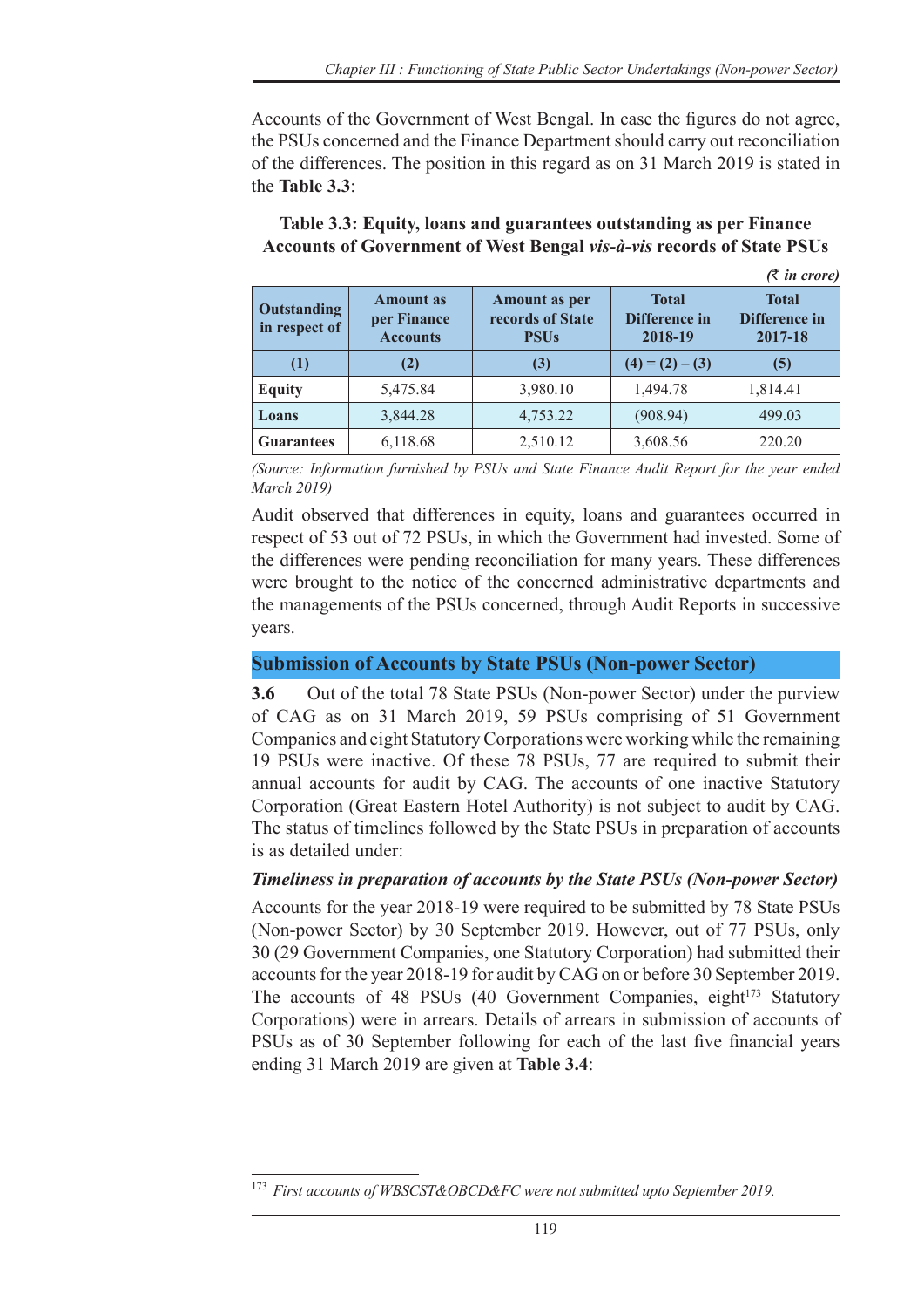Accounts of the Government of West Bengal. In case the figures do not agree, the PSUs concerned and the Finance Department should carry out reconciliation of the differences. The position in this regard as on 31 March 2019 is stated in the **Table 3.3**:

**Table 3.3: Equity, loans and guarantees outstanding as per Finance Accounts of Government of West Bengal *vis-à-vis* records of State PSUs**

*(₹ in crore)*

| Outstanding in respect of | Amount as per Finance Accounts | Amount as per records of State PSUs | Total Difference in 2018-19 | Total Difference in 2017-18 |
|---|---|---|---|---|
| (1) | (2) | (3) | (4) = (2) – (3) | (5) |
| Equity | 5,475.84 | 3,980.10 | 1,494.78 | 1,814.41 |
| Loans | 3,844.28 | 4,753.22 | (908.94) | 499.03 |
| Guarantees | 6,118.68 | 2,510.12 | 3,608.56 | 220.20 |

*(Source: Information furnished by PSUs and State Finance Audit Report for the year ended March 2019)*

Audit observed that differences in equity, loans and guarantees occurred in respect of 53 out of 72 PSUs, in which the Government had invested. Some of the differences were pending reconciliation for many years. These differences were brought to the notice of the concerned administrative departments and the managements of the PSUs concerned, through Audit Reports in successive years.

## Submission of Accounts by State PSUs (Non-power Sector)

**3.6** Out of the total 78 State PSUs (Non-power Sector) under the purview of CAG as on 31 March 2019, 59 PSUs comprising of 51 Government Companies and eight Statutory Corporations were working while the remaining 19 PSUs were inactive. Of these 78 PSUs, 77 are required to submit their annual accounts for audit by CAG. The accounts of one inactive Statutory Corporation (Great Eastern Hotel Authority) is not subject to audit by CAG. The status of timelines followed by the State PSUs in preparation of accounts is as detailed under:

### *Timeliness in preparation of accounts by the State PSUs (Non-power Sector)*

Accounts for the year 2018-19 were required to be submitted by 78 State PSUs (Non-power Sector) by 30 September 2019. However, out of 77 PSUs, only 30 (29 Government Companies, one Statutory Corporation) had submitted their accounts for the year 2018-19 for audit by CAG on or before 30 September 2019. The accounts of 48 PSUs (40 Government Companies, eight[173] Statutory Corporations) were in arrears. Details of arrears in submission of accounts of PSUs as of 30 September following for each of the last five financial years ending 31 March 2019 are given at **Table 3.4**:

[173] *First accounts of WBSCST&OBCD&FC were not submitted upto September 2019.*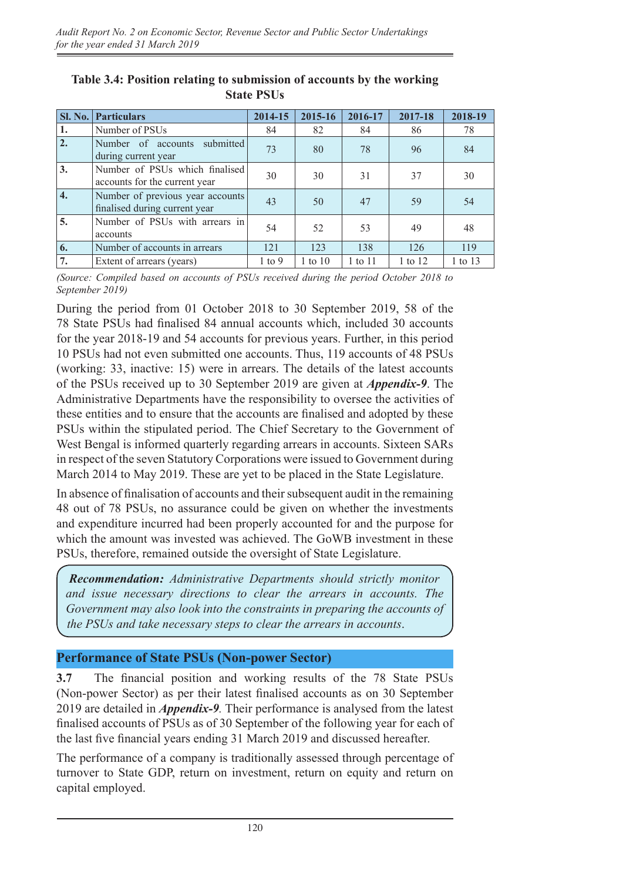**Table 3.4: Position relating to submission of accounts by the working State PSUs**

| Sl. No. | Particulars | 2014-15 | 2015-16 | 2016-17 | 2017-18 | 2018-19 |
|---|---|---|---|---|---|---|
| 1. | Number of PSUs | 84 | 82 | 84 | 86 | 78 |
| 2. | Number of accounts submitted during current year | 73 | 80 | 78 | 96 | 84 |
| 3. | Number of PSUs which finalised accounts for the current year | 30 | 30 | 31 | 37 | 30 |
| 4. | Number of previous year accounts finalised during current year | 43 | 50 | 47 | 59 | 54 |
| 5. | Number of PSUs with arrears in accounts | 54 | 52 | 53 | 49 | 48 |
| 6. | Number of accounts in arrears | 121 | 123 | 138 | 126 | 119 |
| 7. | Extent of arrears (years) | 1 to 9 | 1 to 10 | 1 to 11 | 1 to 12 | 1 to 13 |

*(Source: Compiled based on accounts of PSUs received during the period October 2018 to September 2019)*

During the period from 01 October 2018 to 30 September 2019, 58 of the 78 State PSUs had finalised 84 annual accounts which, included 30 accounts for the year 2018-19 and 54 accounts for previous years. Further, in this period 10 PSUs had not even submitted one accounts. Thus, 119 accounts of 48 PSUs (working: 33, inactive: 15) were in arrears. The details of the latest accounts of the PSUs received up to 30 September 2019 are given at ***Appendix-9***. The Administrative Departments have the responsibility to oversee the activities of these entities and to ensure that the accounts are finalised and adopted by these PSUs within the stipulated period. The Chief Secretary to the Government of West Bengal is informed quarterly regarding arrears in accounts. Sixteen SARs in respect of the seven Statutory Corporations were issued to Government during March 2014 to May 2019. These are yet to be placed in the State Legislature.

In absence of finalisation of accounts and their subsequent audit in the remaining 48 out of 78 PSUs, no assurance could be given on whether the investments and expenditure incurred had been properly accounted for and the purpose for which the amount was invested was achieved. The GoWB investment in these PSUs, therefore, remained outside the oversight of State Legislature.

> ***Recommendation:*** *Administrative Departments should strictly monitor and issue necessary directions to clear the arrears in accounts. The Government may also look into the constraints in preparing the accounts of the PSUs and take necessary steps to clear the arrears in accounts.*

## Performance of State PSUs (Non-power Sector)

**3.7** The financial position and working results of the 78 State PSUs (Non-power Sector) as per their latest finalised accounts as on 30 September 2019 are detailed in ***Appendix-9***. Their performance is analysed from the latest finalised accounts of PSUs as of 30 September of the following year for each of the last five financial years ending 31 March 2019 and discussed hereafter.

The performance of a company is traditionally assessed through percentage of turnover to State GDP, return on investment, return on equity and return on capital employed.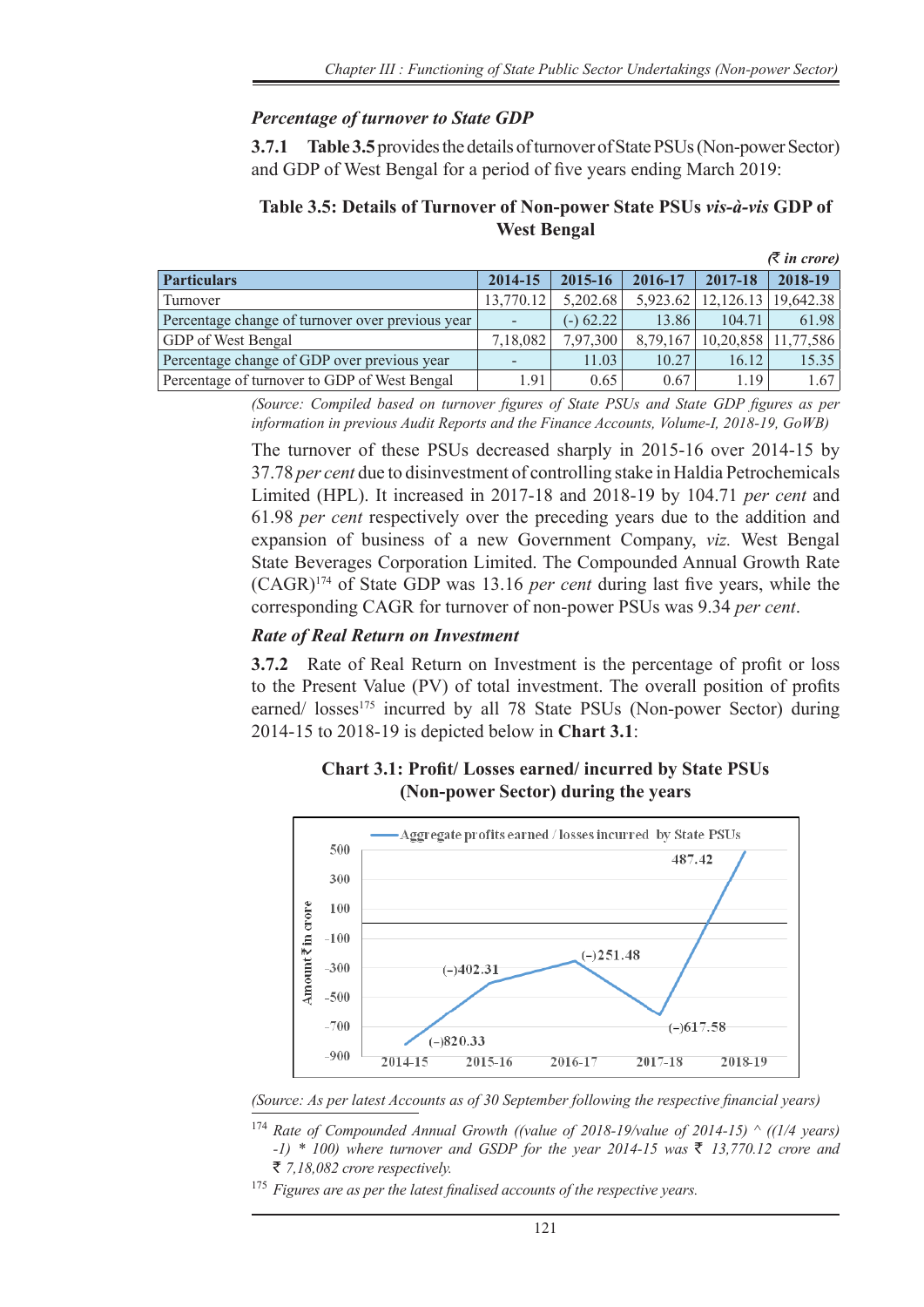### *Percentage of turnover to State GDP*

**3.7.1 Table 3.5** provides the details of turnover of State PSUs (Non-power Sector) and GDP of West Bengal for a period of five years ending March 2019:

**Table 3.5: Details of Turnover of Non-power State PSUs *vis-à-vis* GDP of West Bengal**

*(₹ in crore)*

| Particulars | 2014-15 | 2015-16 | 2016-17 | 2017-18 | 2018-19 |
|---|---|---|---|---|---|
| Turnover | 13,770.12 | 5,202.68 | 5,923.62 | 12,126.13 | 19,642.38 |
| Percentage change of turnover over previous year | - | (-) 62.22 | 13.86 | 104.71 | 61.98 |
| GDP of West Bengal | 7,18,082 | 7,97,300 | 8,79,167 | 10,20,858 | 11,77,586 |
| Percentage change of GDP over previous year | - | 11.03 | 10.27 | 16.12 | 15.35 |
| Percentage of turnover to GDP of West Bengal | 1.91 | 0.65 | 0.67 | 1.19 | 1.67 |

*(Source: Compiled based on turnover figures of State PSUs and State GDP figures as per information in previous Audit Reports and the Finance Accounts, Volume-I, 2018-19, GoWB)*

The turnover of these PSUs decreased sharply in 2015-16 over 2014-15 by 37.78 *per cent* due to disinvestment of controlling stake in Haldia Petrochemicals Limited (HPL). It increased in 2017-18 and 2018-19 by 104.71 *per cent* and 61.98 *per cent* respectively over the preceding years due to the addition and expansion of business of a new Government Company, *viz.* West Bengal State Beverages Corporation Limited. The Compounded Annual Growth Rate (CAGR)[174] of State GDP was 13.16 *per cent* during last five years, while the corresponding CAGR for turnover of non-power PSUs was 9.34 *per cent*.

### *Rate of Real Return on Investment*

**3.7.2** Rate of Real Return on Investment is the percentage of profit or loss to the Present Value (PV) of total investment. The overall position of profits earned/ losses[175] incurred by all 78 State PSUs (Non-power Sector) during 2014-15 to 2018-19 is depicted below in **Chart 3.1**:

**Chart 3.1: Profit/ Losses earned/ incurred by State PSUs (Non-power Sector) during the years**

| Year | Aggregate profits earned / losses incurred by State PSUs (₹ in crore) |
|---|---|
| 2014-15 | (–)820.33 |
| 2015-16 | (–)402.31 |
| 2016-17 | (–)251.48 |
| 2017-18 | (–)617.58 |
| 2018-19 | 487.42 |

*(Source: As per latest Accounts as of 30 September following the respective financial years)*

[174] *Rate of Compounded Annual Growth ((value of 2018-19/value of 2014-15) ^ ((1/4 years) -1) * 100) where turnover and GSDP for the year 2014-15 was ₹ 13,770.12 crore and ₹ 7,18,082 crore respectively.*

[175] *Figures are as per the latest finalised accounts of the respective years.*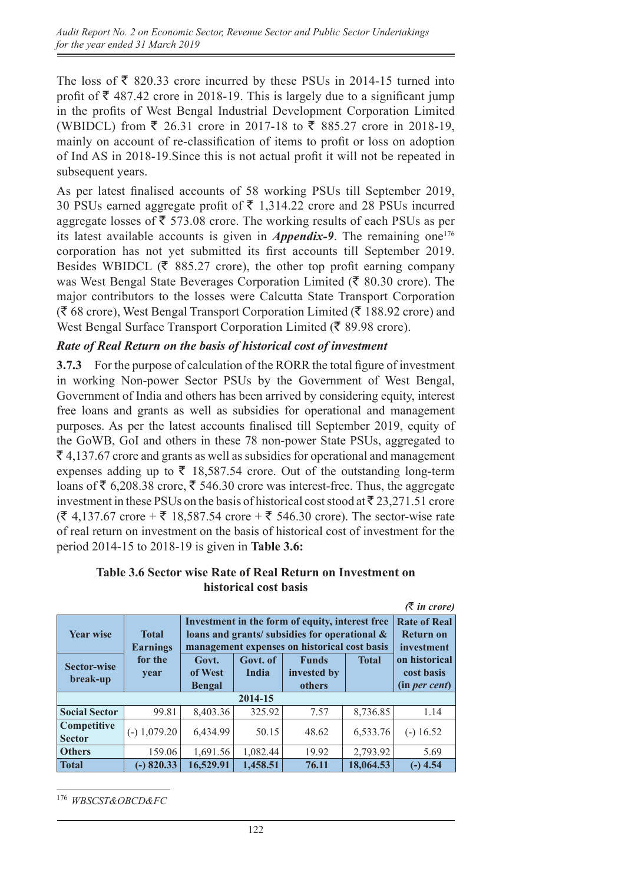The loss of ₹ 820.33 crore incurred by these PSUs in 2014-15 turned into profit of ₹ 487.42 crore in 2018-19. This is largely due to a significant jump in the profits of West Bengal Industrial Development Corporation Limited (WBIDCL) from ₹ 26.31 crore in 2017-18 to ₹ 885.27 crore in 2018-19, mainly on account of re-classification of items to profit or loss on adoption of Ind AS in 2018-19.Since this is not actual profit it will not be repeated in subsequent years.

As per latest finalised accounts of 58 working PSUs till September 2019, 30 PSUs earned aggregate profit of ₹ 1,314.22 crore and 28 PSUs incurred aggregate losses of ₹ 573.08 crore. The working results of each PSUs as per its latest available accounts is given in ***Appendix-9***. The remaining one[176] corporation has not yet submitted its first accounts till September 2019. Besides WBIDCL (₹ 885.27 crore), the other top profit earning company was West Bengal State Beverages Corporation Limited (₹ 80.30 crore). The major contributors to the losses were Calcutta State Transport Corporation (₹ 68 crore), West Bengal Transport Corporation Limited (₹ 188.92 crore) and West Bengal Surface Transport Corporation Limited (₹ 89.98 crore).

### *Rate of Real Return on the basis of historical cost of investment*

**3.7.3** For the purpose of calculation of the RORR the total figure of investment in working Non-power Sector PSUs by the Government of West Bengal, Government of India and others has been arrived by considering equity, interest free loans and grants as well as subsidies for operational and management purposes. As per the latest accounts finalised till September 2019, equity of the GoWB, GoI and others in these 78 non-power State PSUs, aggregated to ₹ 4,137.67 crore and grants as well as subsidies for operational and management expenses adding up to ₹ 18,587.54 crore. Out of the outstanding long-term loans of ₹ 6,208.38 crore, ₹ 546.30 crore was interest-free. Thus, the aggregate investment in these PSUs on the basis of historical cost stood at ₹ 23,271.51 crore (₹ 4,137.67 crore + ₹ 18,587.54 crore + ₹ 546.30 crore). The sector-wise rate of real return on investment on the basis of historical cost of investment for the period 2014-15 to 2018-19 is given in **Table 3.6:**

**Table 3.6 Sector wise Rate of Real Return on Investment on historical cost basis**

*(₹ in crore)*

| Year wise / Sector-wise break-up | Total Earnings for the year | Investment in the form of equity, interest free loans and grants/ subsidies for operational & management expenses on historical cost basis | | | | Rate of Real Return on investment on historical cost basis (in *per cent*) |
|---|---|---|---|---|---|---|
| | | Govt. of West Bengal | Govt. of India | Funds invested by others | Total | |
| **2014-15** | | | | | | |
| **Social Sector** | 99.81 | 8,403.36 | 325.92 | 7.57 | 8,736.85 | 1.14 |
| **Competitive Sector** | (-) 1,079.20 | 6,434.99 | 50.15 | 48.62 | 6,533.76 | (-) 16.52 |
| **Others** | 159.06 | 1,691.56 | 1,082.44 | 19.92 | 2,793.92 | 5.69 |
| **Total** | **(-) 820.33** | **16,529.91** | **1,458.51** | **76.11** | **18,064.53** | **(-) 4.54** |

---

[176] *WBSCST&OBCD&FC*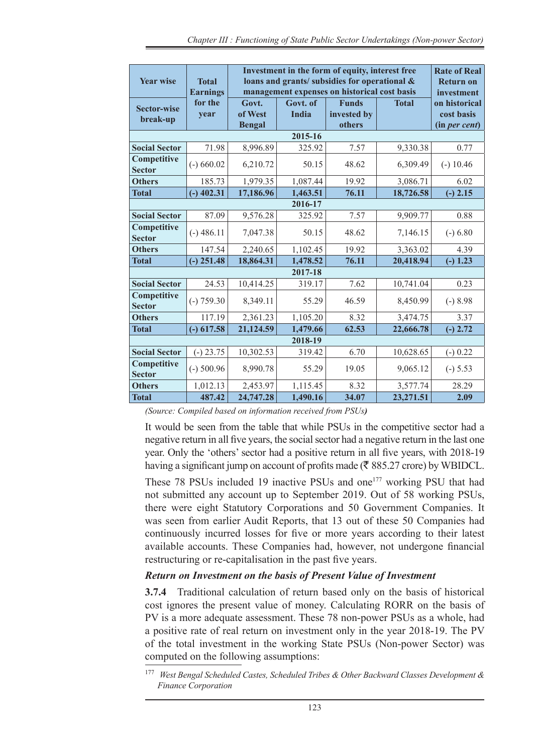| Year wise | Total Earnings for the year | Investment in the form of equity, interest free loans and grants/ subsidies for operational & management expenses on historical cost basis | | | | Rate of Real Return on investment on historical cost basis (in *per cent*) |
|---|---|---|---|---|---|---|
| Sector-wise break-up | | Govt. of West Bengal | Govt. of India | Funds invested by others | Total | |
| **2015-16** | | | | | | |
| **Social Sector** | 71.98 | 8,996.89 | 325.92 | 7.57 | 9,330.38 | 0.77 |
| **Competitive Sector** | (-) 660.02 | 6,210.72 | 50.15 | 48.62 | 6,309.49 | (-) 10.46 |
| **Others** | 185.73 | 1,979.35 | 1,087.44 | 19.92 | 3,086.71 | 6.02 |
| **Total** | **(-) 402.31** | **17,186.96** | **1,463.51** | **76.11** | **18,726.58** | **(-) 2.15** |
| **2016-17** | | | | | | |
| **Social Sector** | 87.09 | 9,576.28 | 325.92 | 7.57 | 9,909.77 | 0.88 |
| **Competitive Sector** | (-) 486.11 | 7,047.38 | 50.15 | 48.62 | 7,146.15 | (-) 6.80 |
| **Others** | 147.54 | 2,240.65 | 1,102.45 | 19.92 | 3,363.02 | 4.39 |
| **Total** | **(-) 251.48** | **18,864.31** | **1,478.52** | **76.11** | **20,418.94** | **(-) 1.23** |
| **2017-18** | | | | | | |
| **Social Sector** | 24.53 | 10,414.25 | 319.17 | 7.62 | 10,741.04 | 0.23 |
| **Competitive Sector** | (-) 759.30 | 8,349.11 | 55.29 | 46.59 | 8,450.99 | (-) 8.98 |
| **Others** | 117.19 | 2,361.23 | 1,105.20 | 8.32 | 3,474.75 | 3.37 |
| **Total** | **(-) 617.58** | **21,124.59** | **1,479.66** | **62.53** | **22,666.78** | **(-) 2.72** |
| **2018-19** | | | | | | |
| **Social Sector** | (-) 23.75 | 10,302.53 | 319.42 | 6.70 | 10,628.65 | (-) 0.22 |
| **Competitive Sector** | (-) 500.96 | 8,990.78 | 55.29 | 19.05 | 9,065.12 | (-) 5.53 |
| **Others** | 1,012.13 | 2,453.97 | 1,115.45 | 8.32 | 3,577.74 | 28.29 |
| **Total** | **487.42** | **24,747.28** | **1,490.16** | **34.07** | **23,271.51** | **2.09** |

*(Source: Compiled based on information received from PSUs)*

It would be seen from the table that while PSUs in the competitive sector had a negative return in all five years, the social sector had a negative return in the last one year. Only the 'others' sector had a positive return in all five years, with 2018-19 having a significant jump on account of profits made (₹ 885.27 crore) by WBIDCL.

These 78 PSUs included 19 inactive PSUs and one[177] working PSU that had not submitted any account up to September 2019. Out of 58 working PSUs, there were eight Statutory Corporations and 50 Government Companies. It was seen from earlier Audit Reports, that 13 out of these 50 Companies had continuously incurred losses for five or more years according to their latest available accounts. These Companies had, however, not undergone financial restructuring or re-capitalisation in the past five years.

### *Return on Investment on the basis of Present Value of Investment*

**3.7.4** Traditional calculation of return based only on the basis of historical cost ignores the present value of money. Calculating RORR on the basis of PV is a more adequate assessment. These 78 non-power PSUs as a whole, had a positive rate of real return on investment only in the year 2018-19. The PV of the total investment in the working State PSUs (Non-power Sector) was computed on the following assumptions:

[177] *West Bengal Scheduled Castes, Scheduled Tribes & Other Backward Classes Development & Finance Corporation*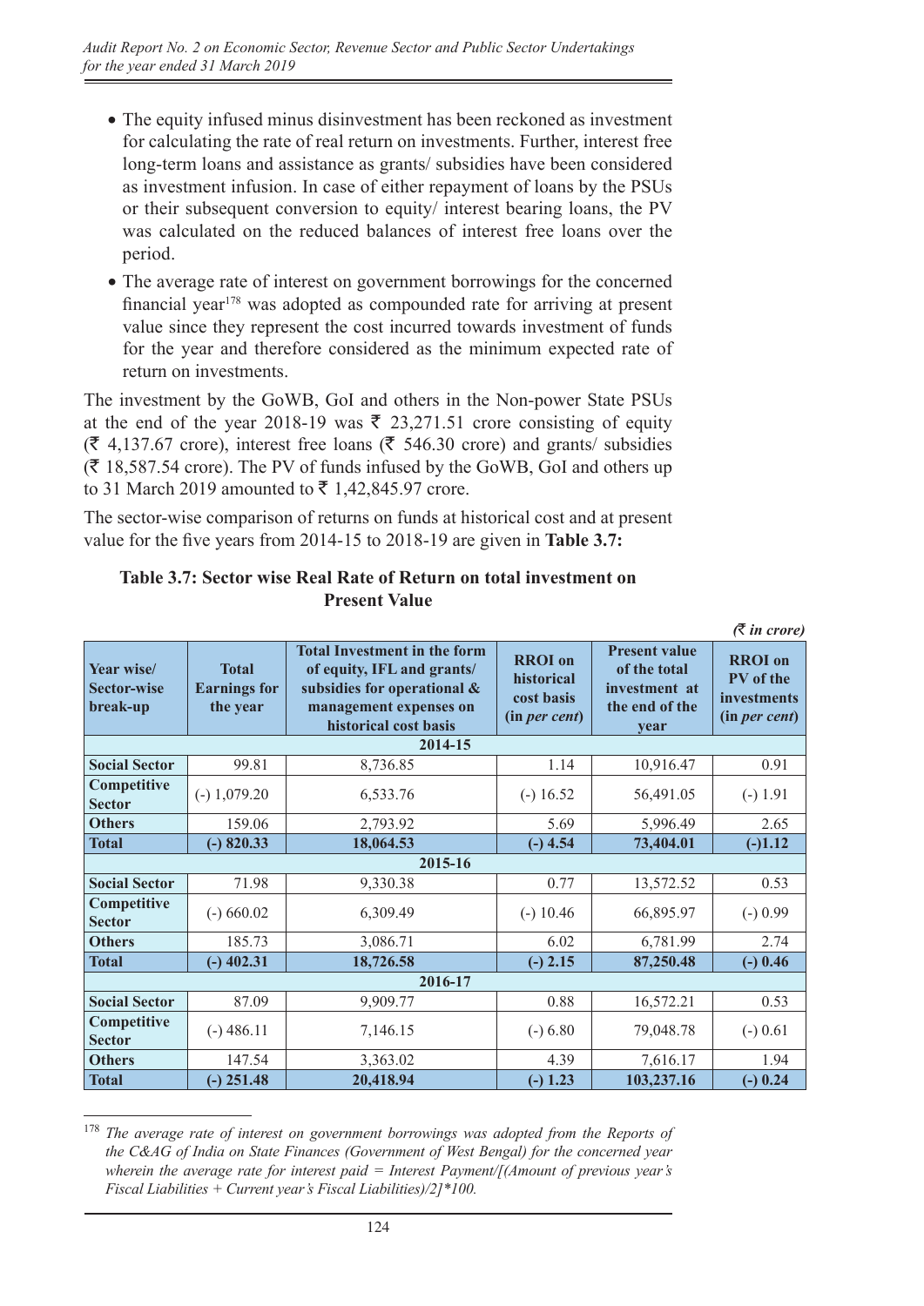- The equity infused minus disinvestment has been reckoned as investment for calculating the rate of real return on investments. Further, interest free long-term loans and assistance as grants/ subsidies have been considered as investment infusion. In case of either repayment of loans by the PSUs or their subsequent conversion to equity/ interest bearing loans, the PV was calculated on the reduced balances of interest free loans over the period.
- The average rate of interest on government borrowings for the concerned financial year[178] was adopted as compounded rate for arriving at present value since they represent the cost incurred towards investment of funds for the year and therefore considered as the minimum expected rate of return on investments.

The investment by the GoWB, GoI and others in the Non-power State PSUs at the end of the year 2018-19 was ₹ 23,271.51 crore consisting of equity (₹ 4,137.67 crore), interest free loans (₹ 546.30 crore) and grants/ subsidies (₹ 18,587.54 crore). The PV of funds infused by the GoWB, GoI and others up to 31 March 2019 amounted to ₹ 1,42,845.97 crore.

The sector-wise comparison of returns on funds at historical cost and at present value for the five years from 2014-15 to 2018-19 are given in **Table 3.7:**

**Table 3.7: Sector wise Real Rate of Return on total investment on Present Value**

*(₹ in crore)*

| Year wise/ Sector-wise break-up | Total Earnings for the year | Total Investment in the form of equity, IFL and grants/ subsidies for operational & management expenses on historical cost basis | RROI on historical cost basis (in *per cent*) | Present value of the total investment at the end of the year | RROI on PV of the investments (in *per cent*) |
|---|---|---|---|---|---|
| **2014-15** | | | | | |
| **Social Sector** | 99.81 | 8,736.85 | 1.14 | 10,916.47 | 0.91 |
| **Competitive Sector** | (-) 1,079.20 | 6,533.76 | (-) 16.52 | 56,491.05 | (-) 1.91 |
| **Others** | 159.06 | 2,793.92 | 5.69 | 5,996.49 | 2.65 |
| **Total** | **(-) 820.33** | **18,064.53** | **(-) 4.54** | **73,404.01** | **(-)1.12** |
| **2015-16** | | | | | |
| **Social Sector** | 71.98 | 9,330.38 | 0.77 | 13,572.52 | 0.53 |
| **Competitive Sector** | (-) 660.02 | 6,309.49 | (-) 10.46 | 66,895.97 | (-) 0.99 |
| **Others** | 185.73 | 3,086.71 | 6.02 | 6,781.99 | 2.74 |
| **Total** | **(-) 402.31** | **18,726.58** | **(-) 2.15** | **87,250.48** | **(-) 0.46** |
| **2016-17** | | | | | |
| **Social Sector** | 87.09 | 9,909.77 | 0.88 | 16,572.21 | 0.53 |
| **Competitive Sector** | (-) 486.11 | 7,146.15 | (-) 6.80 | 79,048.78 | (-) 0.61 |
| **Others** | 147.54 | 3,363.02 | 4.39 | 7,616.17 | 1.94 |
| **Total** | **(-) 251.48** | **20,418.94** | **(-) 1.23** | **103,237.16** | **(-) 0.24** |

[178] *The average rate of interest on government borrowings was adopted from the Reports of the C&AG of India on State Finances (Government of West Bengal) for the concerned year wherein the average rate for interest paid = Interest Payment/[(Amount of previous year's Fiscal Liabilities + Current year's Fiscal Liabilities)/2]\*100.*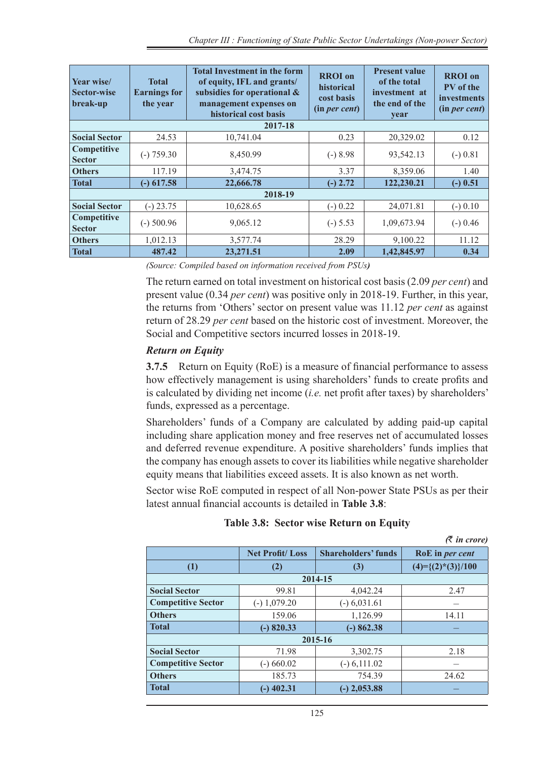| Year wise/ Sector-wise break-up | Total Earnings for the year | Total Investment in the form of equity, IFL and grants/ subsidies for operational & management expenses on historical cost basis | RROI on historical cost basis (in *per cent*) | Present value of the total investment at the end of the year | RROI on PV of the investments (in *per cent*) |
|---|---|---|---|---|---|
| **2017-18** | | | | | |
| **Social Sector** | 24.53 | 10,741.04 | 0.23 | 20,329.02 | 0.12 |
| **Competitive Sector** | (-) 759.30 | 8,450.99 | (-) 8.98 | 93,542.13 | (-) 0.81 |
| **Others** | 117.19 | 3,474.75 | 3.37 | 8,359.06 | 1.40 |
| **Total** | **(-) 617.58** | **22,666.78** | **(-) 2.72** | **122,230.21** | **(-) 0.51** |
| **2018-19** | | | | | |
| **Social Sector** | (-) 23.75 | 10,628.65 | (-) 0.22 | 24,071.81 | (-) 0.10 |
| **Competitive Sector** | (-) 500.96 | 9,065.12 | (-) 5.53 | 1,09,673.94 | (-) 0.46 |
| **Others** | 1,012.13 | 3,577.74 | 28.29 | 9,100.22 | 11.12 |
| **Total** | **487.42** | **23,271.51** | **2.09** | **1,42,845.97** | **0.34** |

*(Source: Compiled based on information received from PSUs)*

The return earned on total investment on historical cost basis (2.09 *per cent*) and present value (0.34 *per cent*) was positive only in 2018-19. Further, in this year, the returns from 'Others' sector on present value was 11.12 *per cent* as against return of 28.29 *per cent* based on the historic cost of investment. Moreover, the Social and Competitive sectors incurred losses in 2018-19.

***Return on Equity***

**3.7.5** Return on Equity (RoE) is a measure of financial performance to assess how effectively management is using shareholders' funds to create profits and is calculated by dividing net income (*i.e.* net profit after taxes) by shareholders' funds, expressed as a percentage.

Shareholders' funds of a Company are calculated by adding paid-up capital including share application money and free reserves net of accumulated losses and deferred revenue expenditure. A positive shareholders' funds implies that the company has enough assets to cover its liabilities while negative shareholder equity means that liabilities exceed assets. It is also known as net worth.

Sector wise RoE computed in respect of all Non-power State PSUs as per their latest annual financial accounts is detailed in **Table 3.8**:

**Table 3.8: Sector wise Return on Equity**

*(₹ in crore)*

| | Net Profit/ Loss | Shareholders' funds | RoE in *per cent* |
|---|---|---|---|
| **(1)** | **(2)** | **(3)** | **(4)={(2)*(3)}/100** |
| **2014-15** | | | |
| **Social Sector** | 99.81 | 4,042.24 | 2.47 |
| **Competitive Sector** | (-) 1,079.20 | (-) 6,031.61 | – |
| **Others** | 159.06 | 1,126.99 | 14.11 |
| **Total** | **(-) 820.33** | **(-) 862.38** | – |
| **2015-16** | | | |
| **Social Sector** | 71.98 | 3,302.75 | 2.18 |
| **Competitive Sector** | (-) 660.02 | (-) 6,111.02 | – |
| **Others** | 185.73 | 754.39 | 24.62 |
| **Total** | **(-) 402.31** | **(-) 2,053.88** | – |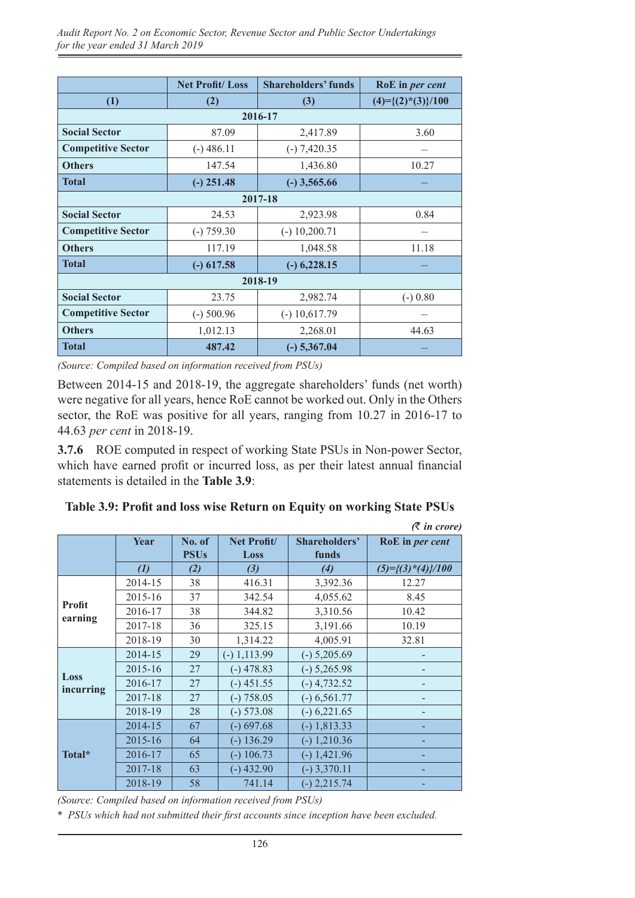|  | Net Profit/ Loss | Shareholders' funds | RoE in *per cent* |
|---|---|---|---|
| **(1)** | **(2)** | **(3)** | **(4)={(2)*(3)}/100** |
| | | **2016-17** | |
| **Social Sector** | 87.09 | 2,417.89 | 3.60 |
| **Competitive Sector** | (-) 486.11 | (-) 7,420.35 | – |
| **Others** | 147.54 | 1,436.80 | 10.27 |
| **Total** | **(-) 251.48** | **(-) 3,565.66** | – |
| | | **2017-18** | |
| **Social Sector** | 24.53 | 2,923.98 | 0.84 |
| **Competitive Sector** | (-) 759.30 | (-) 10,200.71 | – |
| **Others** | 117.19 | 1,048.58 | 11.18 |
| **Total** | **(-) 617.58** | **(-) 6,228.15** | – |
| | | **2018-19** | |
| **Social Sector** | 23.75 | 2,982.74 | (-) 0.80 |
| **Competitive Sector** | (-) 500.96 | (-) 10,617.79 | – |
| **Others** | 1,012.13 | 2,268.01 | 44.63 |
| **Total** | **487.42** | **(-) 5,367.04** | – |

*(Source: Compiled based on information received from PSUs)*

Between 2014-15 and 2018-19, the aggregate shareholders' funds (net worth) were negative for all years, hence RoE cannot be worked out. Only in the Others sector, the RoE was positive for all years, ranging from 10.27 in 2016-17 to 44.63 *per cent* in 2018-19.

**3.7.6** ROE computed in respect of working State PSUs in Non-power Sector, which have earned profit or incurred loss, as per their latest annual financial statements is detailed in the **Table 3.9**:

**Table 3.9: Profit and loss wise Return on Equity on working State PSUs**

*(₹ in crore)*

|  | Year | No. of PSUs | Net Profit/ Loss | Shareholders' funds | RoE in *per cent* |
|---|---|---|---|---|---|
|  | *(1)* | *(2)* | *(3)* | *(4)* | *(5)={(3)\*(4)}/100* |
| **Profit earning** | 2014-15 | 38 | 416.31 | 3,392.36 | 12.27 |
| | 2015-16 | 37 | 342.54 | 4,055.62 | 8.45 |
| | 2016-17 | 38 | 344.82 | 3,310.56 | 10.42 |
| | 2017-18 | 36 | 325.15 | 3,191.66 | 10.19 |
| | 2018-19 | 30 | 1,314.22 | 4,005.91 | 32.81 |
| **Loss incurring** | 2014-15 | 29 | (-) 1,113.99 | (-) 5,205.69 | - |
| | 2015-16 | 27 | (-) 478.83 | (-) 5,265.98 | - |
| | 2016-17 | 27 | (-) 451.55 | (-) 4,732.52 | - |
| | 2017-18 | 27 | (-) 758.05 | (-) 6,561.77 | - |
| | 2018-19 | 28 | (-) 573.08 | (-) 6,221.65 | - |
| **Total*** | 2014-15 | 67 | (-) 697.68 | (-) 1,813.33 | - |
| | 2015-16 | 64 | (-) 136.29 | (-) 1,210.36 | - |
| | 2016-17 | 65 | (-) 106.73 | (-) 1,421.96 | - |
| | 2017-18 | 63 | (-) 432.90 | (-) 3,370.11 | - |
| | 2018-19 | 58 | 741.14 | (-) 2,215.74 | - |

*(Source: Compiled based on information received from PSUs)*

\* *PSUs which had not submitted their first accounts since inception have been excluded.*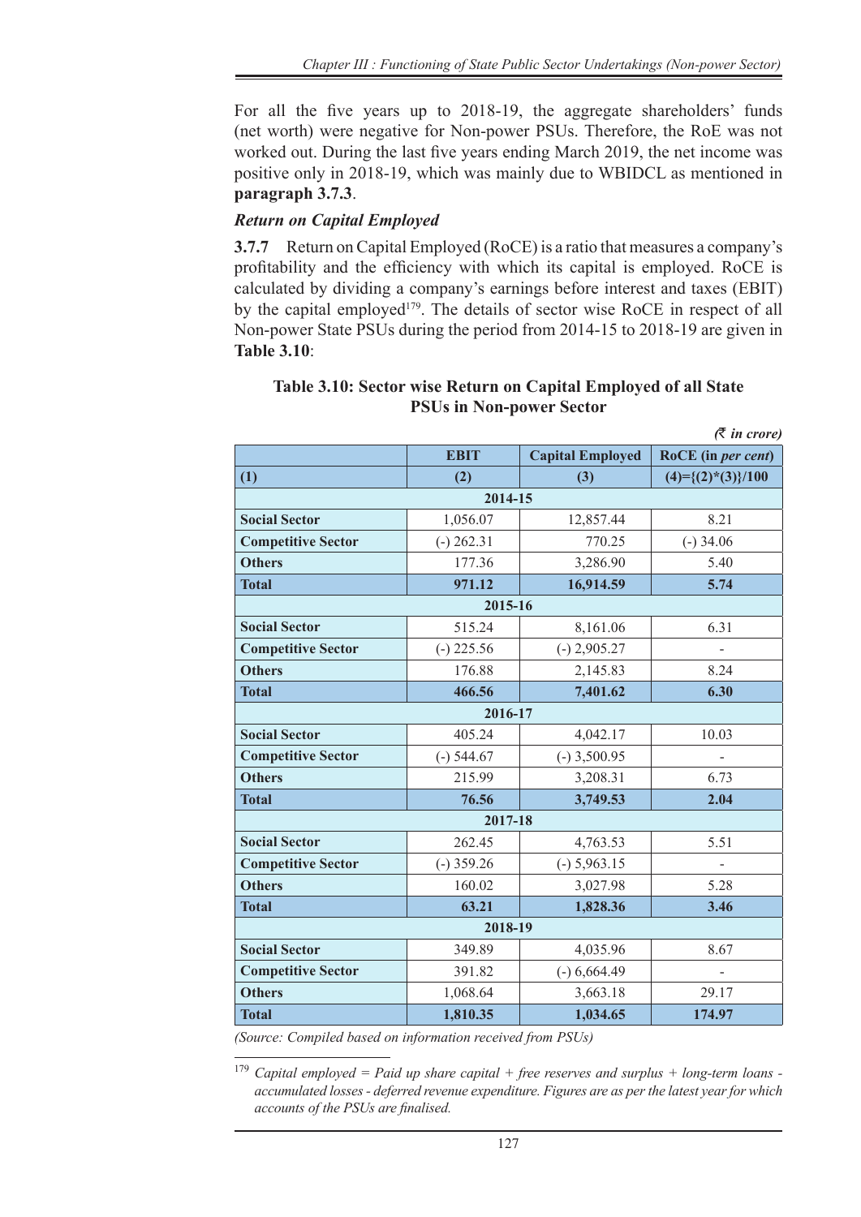For all the five years up to 2018-19, the aggregate shareholders' funds (net worth) were negative for Non-power PSUs. Therefore, the RoE was not worked out. During the last five years ending March 2019, the net income was positive only in 2018-19, which was mainly due to WBIDCL as mentioned in **paragraph 3.7.3**.

***Return on Capital Employed***

**3.7.7** Return on Capital Employed (RoCE) is a ratio that measures a company's profitability and the efficiency with which its capital is employed. RoCE is calculated by dividing a company's earnings before interest and taxes (EBIT) by the capital employed[179]. The details of sector wise RoCE in respect of all Non-power State PSUs during the period from 2014-15 to 2018-19 are given in **Table 3.10**:

**Table 3.10: Sector wise Return on Capital Employed of all State PSUs in Non-power Sector**

*(₹ in crore)*

| | EBIT | Capital Employed | RoCE (in *per cent*) |
|---|---|---|---|
| **(1)** | **(2)** | **(3)** | **(4)={(2)*(3)}/100** |
| | | **2014-15** | |
| **Social Sector** | 1,056.07 | 12,857.44 | 8.21 |
| **Competitive Sector** | (-) 262.31 | 770.25 | (-) 34.06 |
| **Others** | 177.36 | 3,286.90 | 5.40 |
| **Total** | **971.12** | **16,914.59** | **5.74** |
| | | **2015-16** | |
| **Social Sector** | 515.24 | 8,161.06 | 6.31 |
| **Competitive Sector** | (-) 225.56 | (-) 2,905.27 | - |
| **Others** | 176.88 | 2,145.83 | 8.24 |
| **Total** | **466.56** | **7,401.62** | **6.30** |
| | | **2016-17** | |
| **Social Sector** | 405.24 | 4,042.17 | 10.03 |
| **Competitive Sector** | (-) 544.67 | (-) 3,500.95 | - |
| **Others** | 215.99 | 3,208.31 | 6.73 |
| **Total** | **76.56** | **3,749.53** | **2.04** |
| | | **2017-18** | |
| **Social Sector** | 262.45 | 4,763.53 | 5.51 |
| **Competitive Sector** | (-) 359.26 | (-) 5,963.15 | - |
| **Others** | 160.02 | 3,027.98 | 5.28 |
| **Total** | **63.21** | **1,828.36** | **3.46** |
| | | **2018-19** | |
| **Social Sector** | 349.89 | 4,035.96 | 8.67 |
| **Competitive Sector** | 391.82 | (-) 6,664.49 | - |
| **Others** | 1,068.64 | 3,663.18 | 29.17 |
| **Total** | **1,810.35** | **1,034.65** | **174.97** |

*(Source: Compiled based on information received from PSUs)*

[179] *Capital employed = Paid up share capital + free reserves and surplus + long-term loans - accumulated losses - deferred revenue expenditure. Figures are as per the latest year for which accounts of the PSUs are finalised.*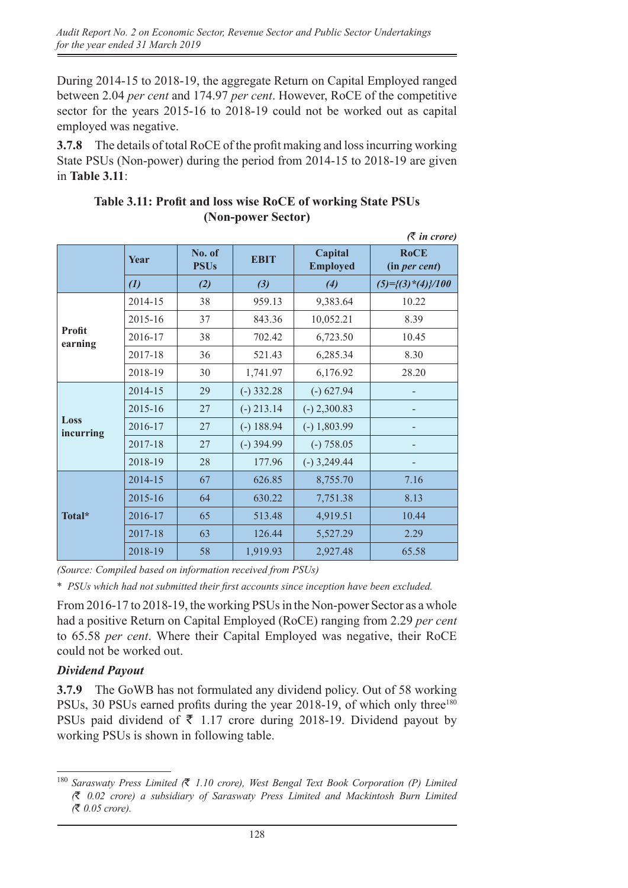During 2014-15 to 2018-19, the aggregate Return on Capital Employed ranged between 2.04 *per cent* and 174.97 *per cent*. However, RoCE of the competitive sector for the years 2015-16 to 2018-19 could not be worked out as capital employed was negative.

**3.7.8** The details of total RoCE of the profit making and loss incurring working State PSUs (Non-power) during the period from 2014-15 to 2018-19 are given in **Table 3.11**:

**Table 3.11: Profit and loss wise RoCE of working State PSUs (Non-power Sector)**

*(₹ in crore)*

| | Year | No. of PSUs | EBIT | Capital Employed | RoCE (in *per cent*) |
|---|---|---|---|---|---|
| | *(1)* | *(2)* | *(3)* | *(4)* | *(5)={(3)\*(4)}/100* |
| **Profit earning** | 2014-15 | 38 | 959.13 | 9,383.64 | 10.22 |
| | 2015-16 | 37 | 843.36 | 10,052.21 | 8.39 |
| | 2016-17 | 38 | 702.42 | 6,723.50 | 10.45 |
| | 2017-18 | 36 | 521.43 | 6,285.34 | 8.30 |
| | 2018-19 | 30 | 1,741.97 | 6,176.92 | 28.20 |
| **Loss incurring** | 2014-15 | 29 | (-) 332.28 | (-) 627.94 | - |
| | 2015-16 | 27 | (-) 213.14 | (-) 2,300.83 | - |
| | 2016-17 | 27 | (-) 188.94 | (-) 1,803.99 | - |
| | 2017-18 | 27 | (-) 394.99 | (-) 758.05 | - |
| | 2018-19 | 28 | 177.96 | (-) 3,249.44 | - |
| **Total\*** | 2014-15 | 67 | 626.85 | 8,755.70 | 7.16 |
| | 2015-16 | 64 | 630.22 | 7,751.38 | 8.13 |
| | 2016-17 | 65 | 513.48 | 4,919.51 | 10.44 |
| | 2017-18 | 63 | 126.44 | 5,527.29 | 2.29 |
| | 2018-19 | 58 | 1,919.93 | 2,927.48 | 65.58 |

*(Source: Compiled based on information received from PSUs)*

\* *PSUs which had not submitted their first accounts since inception have been excluded.*

From 2016-17 to 2018-19, the working PSUs in the Non-power Sector as a whole had a positive Return on Capital Employed (RoCE) ranging from 2.29 *per cent* to 65.58 *per cent*. Where their Capital Employed was negative, their RoCE could not be worked out.

### *Dividend Payout*

**3.7.9** The GoWB has not formulated any dividend policy. Out of 58 working PSUs, 30 PSUs earned profits during the year 2018-19, of which only three[180] PSUs paid dividend of ₹ 1.17 crore during 2018-19. Dividend payout by working PSUs is shown in following table.

[180] *Saraswaty Press Limited (₹ 1.10 crore), West Bengal Text Book Corporation (P) Limited (₹ 0.02 crore) a subsidiary of Saraswaty Press Limited and Mackintosh Burn Limited (₹ 0.05 crore).*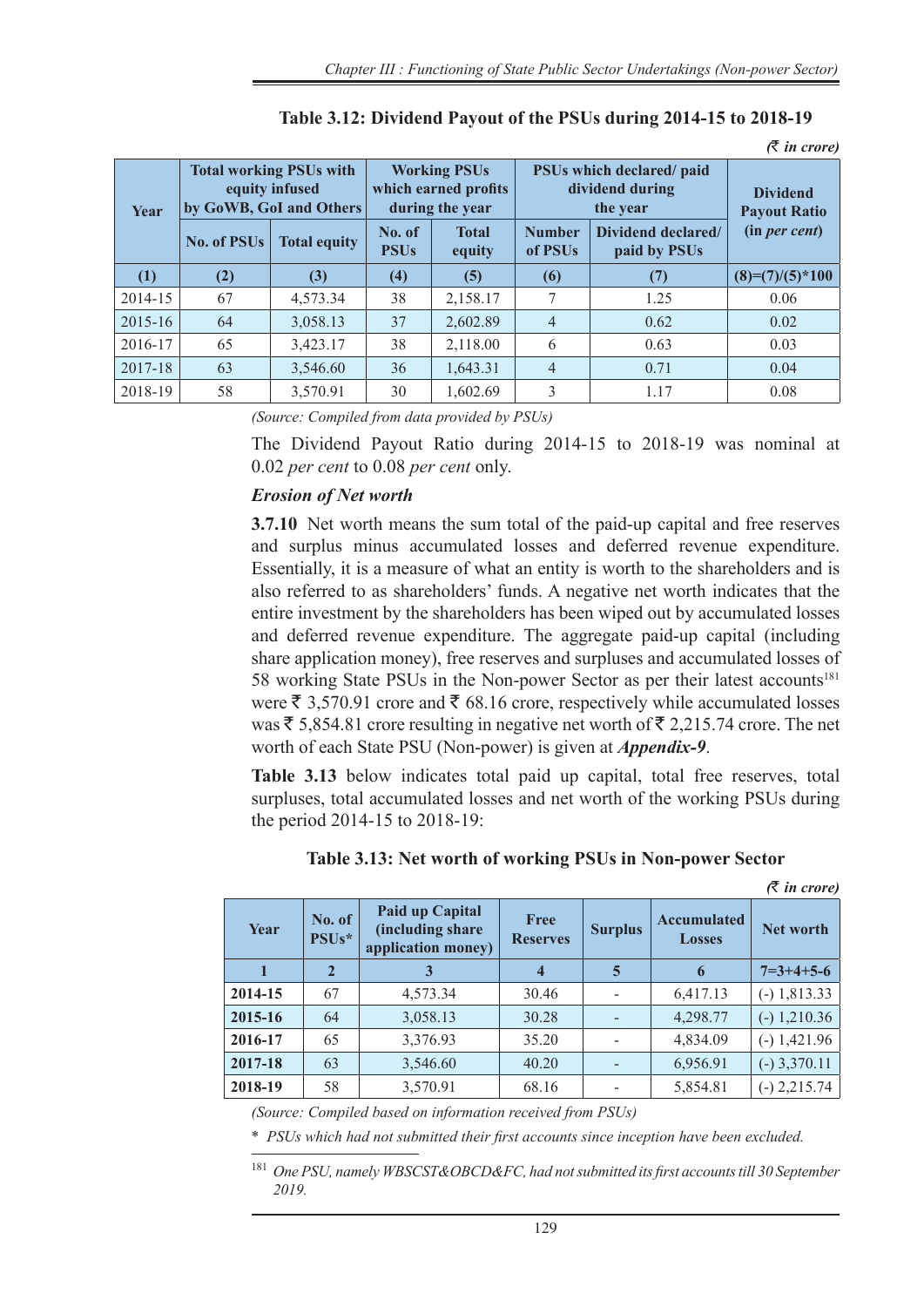**Table 3.12: Dividend Payout of the PSUs during 2014-15 to 2018-19**

*(₹ in crore)*

| Year | Total working PSUs with equity infused by GoWB, GoI and Others | | Working PSUs which earned profits during the year | | PSUs which declared/ paid dividend during the year | | Dividend Payout Ratio (in *per cent*) |
|---|---|---|---|---|---|---|---|
| | No. of PSUs | Total equity | No. of PSUs | Total equity | Number of PSUs | Dividend declared/ paid by PSUs | |
| (1) | (2) | (3) | (4) | (5) | (6) | (7) | (8)=(7)/(5)*100 |
| 2014-15 | 67 | 4,573.34 | 38 | 2,158.17 | 7 | 1.25 | 0.06 |
| 2015-16 | 64 | 3,058.13 | 37 | 2,602.89 | 4 | 0.62 | 0.02 |
| 2016-17 | 65 | 3,423.17 | 38 | 2,118.00 | 6 | 0.63 | 0.03 |
| 2017-18 | 63 | 3,546.60 | 36 | 1,643.31 | 4 | 0.71 | 0.04 |
| 2018-19 | 58 | 3,570.91 | 30 | 1,602.69 | 3 | 1.17 | 0.08 |

*(Source: Compiled from data provided by PSUs)*

The Dividend Payout Ratio during 2014-15 to 2018-19 was nominal at 0.02 *per cent* to 0.08 *per cent* only.

### *Erosion of Net worth*

**3.7.10** Net worth means the sum total of the paid-up capital and free reserves and surplus minus accumulated losses and deferred revenue expenditure. Essentially, it is a measure of what an entity is worth to the shareholders and is also referred to as shareholders' funds. A negative net worth indicates that the entire investment by the shareholders has been wiped out by accumulated losses and deferred revenue expenditure. The aggregate paid-up capital (including share application money), free reserves and surpluses and accumulated losses of 58 working State PSUs in the Non-power Sector as per their latest accounts[181] were ₹ 3,570.91 crore and ₹ 68.16 crore, respectively while accumulated losses was ₹ 5,854.81 crore resulting in negative net worth of ₹ 2,215.74 crore. The net worth of each State PSU (Non-power) is given at ***Appendix-9***.

**Table 3.13** below indicates total paid up capital, total free reserves, total surpluses, total accumulated losses and net worth of the working PSUs during the period 2014-15 to 2018-19:

**Table 3.13: Net worth of working PSUs in Non-power Sector**

*(₹ in crore)*

| Year | No. of PSUs* | Paid up Capital (including share application money) | Free Reserves | Surplus | Accumulated Losses | Net worth |
|---|---|---|---|---|---|---|
| 1 | 2 | 3 | 4 | 5 | 6 | 7=3+4+5-6 |
| **2014-15** | 67 | 4,573.34 | 30.46 | - | 6,417.13 | (-) 1,813.33 |
| **2015-16** | 64 | 3,058.13 | 30.28 | - | 4,298.77 | (-) 1,210.36 |
| **2016-17** | 65 | 3,376.93 | 35.20 | - | 4,834.09 | (-) 1,421.96 |
| **2017-18** | 63 | 3,546.60 | 40.20 | - | 6,956.91 | (-) 3,370.11 |
| **2018-19** | 58 | 3,570.91 | 68.16 | - | 5,854.81 | (-) 2,215.74 |

*(Source: Compiled based on information received from PSUs)*

\* *PSUs which had not submitted their first accounts since inception have been excluded.*

---

[181] *One PSU, namely WBSCST&OBCD&FC, had not submitted its first accounts till 30 September 2019.*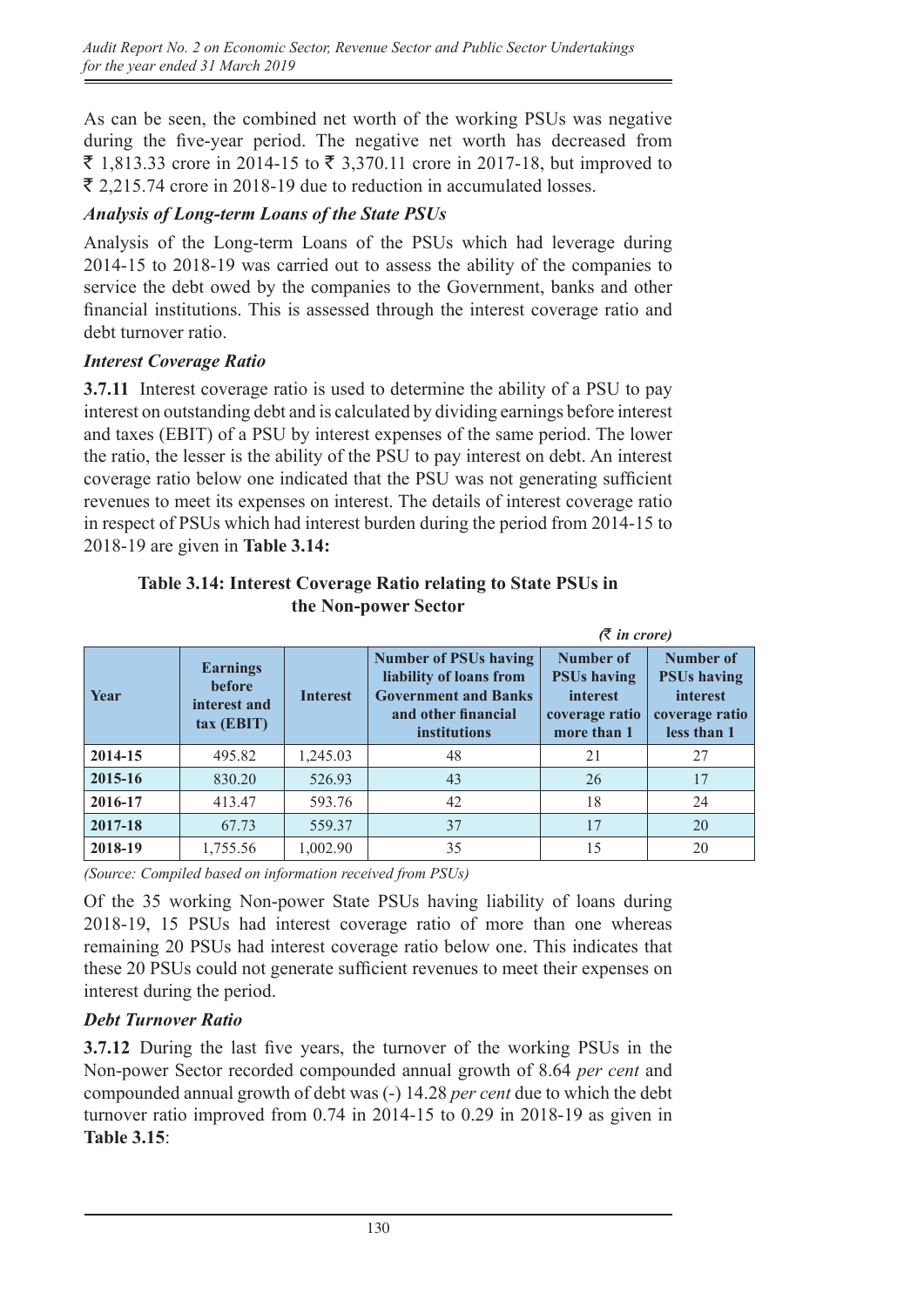As can be seen, the combined net worth of the working PSUs was negative during the five-year period. The negative net worth has decreased from ₹ 1,813.33 crore in 2014-15 to ₹ 3,370.11 crore in 2017-18, but improved to ₹ 2,215.74 crore in 2018-19 due to reduction in accumulated losses.

### *Analysis of Long-term Loans of the State PSUs*

Analysis of the Long-term Loans of the PSUs which had leverage during 2014-15 to 2018-19 was carried out to assess the ability of the companies to service the debt owed by the companies to the Government, banks and other financial institutions. This is assessed through the interest coverage ratio and debt turnover ratio.

### *Interest Coverage Ratio*

**3.7.11** Interest coverage ratio is used to determine the ability of a PSU to pay interest on outstanding debt and is calculated by dividing earnings before interest and taxes (EBIT) of a PSU by interest expenses of the same period. The lower the ratio, the lesser is the ability of the PSU to pay interest on debt. An interest coverage ratio below one indicated that the PSU was not generating sufficient revenues to meet its expenses on interest. The details of interest coverage ratio in respect of PSUs which had interest burden during the period from 2014-15 to 2018-19 are given in **Table 3.14:**

**Table 3.14: Interest Coverage Ratio relating to State PSUs in the Non-power Sector**

*(₹ in crore)*

| Year | Earnings before interest and tax (EBIT) | Interest | Number of PSUs having liability of loans from Government and Banks and other financial institutions | Number of PSUs having interest coverage ratio more than 1 | Number of PSUs having interest coverage ratio less than 1 |
|---|---|---|---|---|---|
| **2014-15** | 495.82 | 1,245.03 | 48 | 21 | 27 |
| **2015-16** | 830.20 | 526.93 | 43 | 26 | 17 |
| **2016-17** | 413.47 | 593.76 | 42 | 18 | 24 |
| **2017-18** | 67.73 | 559.37 | 37 | 17 | 20 |
| **2018-19** | 1,755.56 | 1,002.90 | 35 | 15 | 20 |

*(Source: Compiled based on information received from PSUs)*

Of the 35 working Non-power State PSUs having liability of loans during 2018-19, 15 PSUs had interest coverage ratio of more than one whereas remaining 20 PSUs had interest coverage ratio below one. This indicates that these 20 PSUs could not generate sufficient revenues to meet their expenses on interest during the period.

### *Debt Turnover Ratio*

**3.7.12** During the last five years, the turnover of the working PSUs in the Non-power Sector recorded compounded annual growth of 8.64 *per cent* and compounded annual growth of debt was (-) 14.28 *per cent* due to which the debt turnover ratio improved from 0.74 in 2014-15 to 0.29 in 2018-19 as given in **Table 3.15**: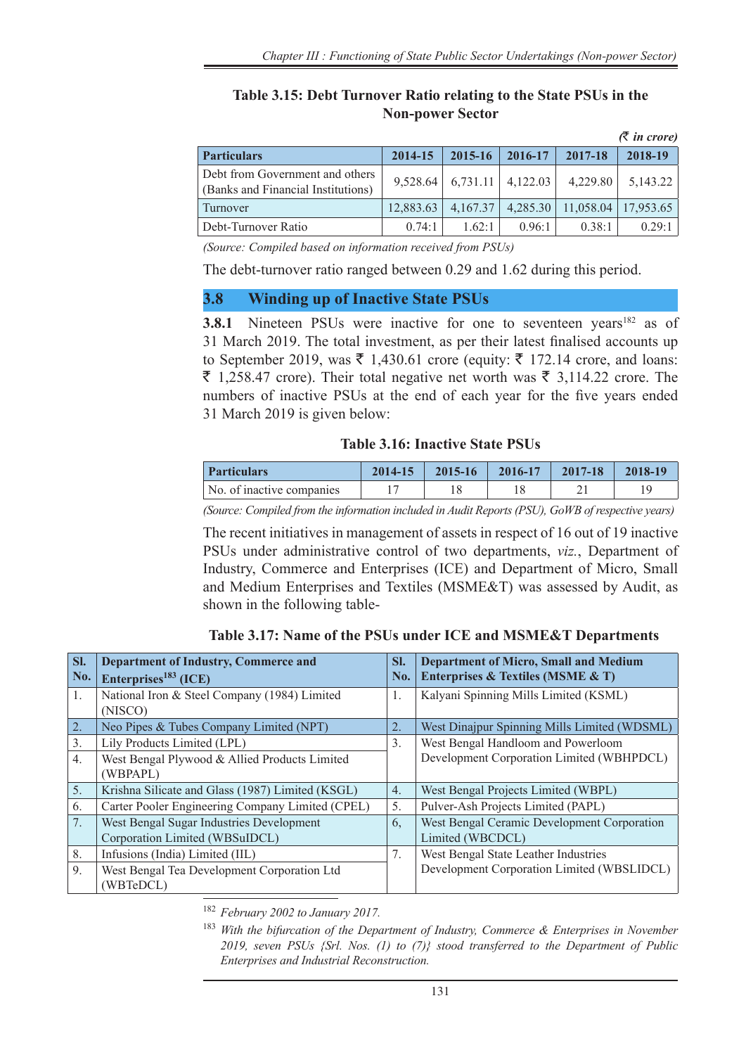**Table 3.15: Debt Turnover Ratio relating to the State PSUs in the Non-power Sector**

*(₹ in crore)*

| Particulars | 2014-15 | 2015-16 | 2016-17 | 2017-18 | 2018-19 |
|---|---|---|---|---|---|
| Debt from Government and others (Banks and Financial Institutions) | 9,528.64 | 6,731.11 | 4,122.03 | 4,229.80 | 5,143.22 |
| Turnover | 12,883.63 | 4,167.37 | 4,285.30 | 11,058.04 | 17,953.65 |
| Debt-Turnover Ratio | 0.74:1 | 1.62:1 | 0.96:1 | 0.38:1 | 0.29:1 |

*(Source: Compiled based on information received from PSUs)*

The debt-turnover ratio ranged between 0.29 and 1.62 during this period.

## 3.8 Winding up of Inactive State PSUs

**3.8.1** Nineteen PSUs were inactive for one to seventeen years[182] as of 31 March 2019. The total investment, as per their latest finalised accounts up to September 2019, was ₹ 1,430.61 crore (equity: ₹ 172.14 crore, and loans: ₹ 1,258.47 crore). Their total negative net worth was ₹ 3,114.22 crore. The numbers of inactive PSUs at the end of each year for the five years ended 31 March 2019 is given below:

**Table 3.16: Inactive State PSUs**

| Particulars | 2014-15 | 2015-16 | 2016-17 | 2017-18 | 2018-19 |
|---|---|---|---|---|---|
| No. of inactive companies | 17 | 18 | 18 | 21 | 19 |

*(Source: Compiled from the information included in Audit Reports (PSU), GoWB of respective years)*

The recent initiatives in management of assets in respect of 16 out of 19 inactive PSUs under administrative control of two departments, *viz.*, Department of Industry, Commerce and Enterprises (ICE) and Department of Micro, Small and Medium Enterprises and Textiles (MSME&T) was assessed by Audit, as shown in the following table-

**Table 3.17: Name of the PSUs under ICE and MSME&T Departments**

| Sl. No. | Department of Industry, Commerce and Enterprises[183] (ICE) | Sl. No. | Department of Micro, Small and Medium Enterprises & Textiles (MSME & T) |
|---|---|---|---|
| 1. | National Iron & Steel Company (1984) Limited (NISCO) | 1. | Kalyani Spinning Mills Limited (KSML) |
| 2. | Neo Pipes & Tubes Company Limited (NPT) | 2. | West Dinajpur Spinning Mills Limited (WDSML) |
| 3. | Lily Products Limited (LPL) | 3. | West Bengal Handloom and Powerloom Development Corporation Limited (WBHPDCL) |
| 4. | West Bengal Plywood & Allied Products Limited (WBPAPL) | | |
| 5. | Krishna Silicate and Glass (1987) Limited (KSGL) | 4. | West Bengal Projects Limited (WBPL) |
| 6. | Carter Pooler Engineering Company Limited (CPEL) | 5. | Pulver-Ash Projects Limited (PAPL) |
| 7. | West Bengal Sugar Industries Development Corporation Limited (WBSuIDCL) | 6, | West Bengal Ceramic Development Corporation Limited (WBCDCL) |
| 8. | Infusions (India) Limited (IIL) | 7. | West Bengal State Leather Industries Development Corporation Limited (WBSLIDCL) |
| 9. | West Bengal Tea Development Corporation Ltd (WBTeDCL) | | |

---

[182] *February 2002 to January 2017.*

[183] *With the bifurcation of the Department of Industry, Commerce & Enterprises in November 2019, seven PSUs {Srl. Nos. (1) to (7)} stood transferred to the Department of Public Enterprises and Industrial Reconstruction.*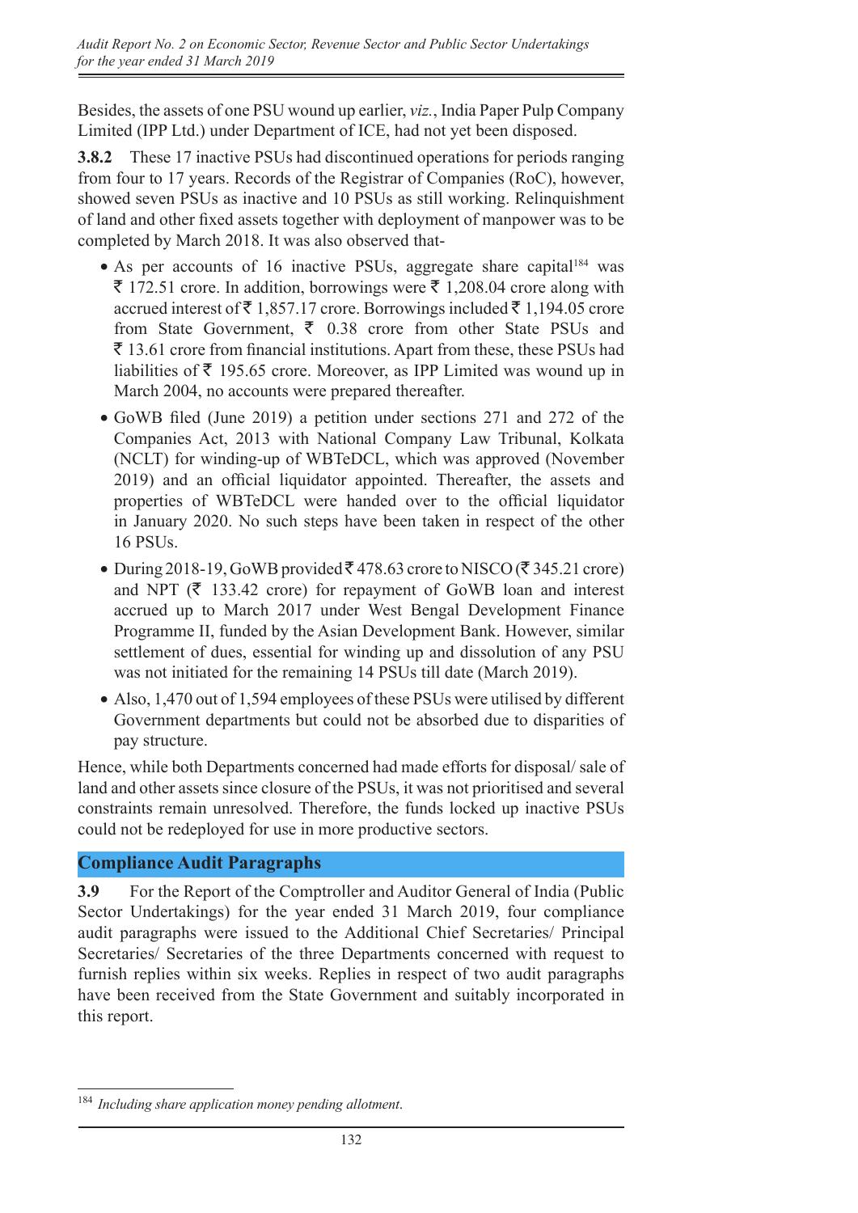Besides, the assets of one PSU wound up earlier, *viz.*, India Paper Pulp Company Limited (IPP Ltd.) under Department of ICE, had not yet been disposed.

**3.8.2** These 17 inactive PSUs had discontinued operations for periods ranging from four to 17 years. Records of the Registrar of Companies (RoC), however, showed seven PSUs as inactive and 10 PSUs as still working. Relinquishment of land and other fixed assets together with deployment of manpower was to be completed by March 2018. It was also observed that-

- As per accounts of 16 inactive PSUs, aggregate share capital[184] was ₹ 172.51 crore. In addition, borrowings were ₹ 1,208.04 crore along with accrued interest of ₹ 1,857.17 crore. Borrowings included ₹ 1,194.05 crore from State Government, ₹ 0.38 crore from other State PSUs and ₹ 13.61 crore from financial institutions. Apart from these, these PSUs had liabilities of ₹ 195.65 crore. Moreover, as IPP Limited was wound up in March 2004, no accounts were prepared thereafter.
- GoWB filed (June 2019) a petition under sections 271 and 272 of the Companies Act, 2013 with National Company Law Tribunal, Kolkata (NCLT) for winding-up of WBTeDCL, which was approved (November 2019) and an official liquidator appointed. Thereafter, the assets and properties of WBTeDCL were handed over to the official liquidator in January 2020. No such steps have been taken in respect of the other 16 PSUs.
- During 2018-19, GoWB provided ₹ 478.63 crore to NISCO (₹ 345.21 crore) and NPT (₹ 133.42 crore) for repayment of GoWB loan and interest accrued up to March 2017 under West Bengal Development Finance Programme II, funded by the Asian Development Bank. However, similar settlement of dues, essential for winding up and dissolution of any PSU was not initiated for the remaining 14 PSUs till date (March 2019).
- Also, 1,470 out of 1,594 employees of these PSUs were utilised by different Government departments but could not be absorbed due to disparities of pay structure.

Hence, while both Departments concerned had made efforts for disposal/ sale of land and other assets since closure of the PSUs, it was not prioritised and several constraints remain unresolved. Therefore, the funds locked up inactive PSUs could not be redeployed for use in more productive sectors.

## Compliance Audit Paragraphs

**3.9** For the Report of the Comptroller and Auditor General of India (Public Sector Undertakings) for the year ended 31 March 2019, four compliance audit paragraphs were issued to the Additional Chief Secretaries/ Principal Secretaries/ Secretaries of the three Departments concerned with request to furnish replies within six weeks. Replies in respect of two audit paragraphs have been received from the State Government and suitably incorporated in this report.

---

[184] *Including share application money pending allotment.*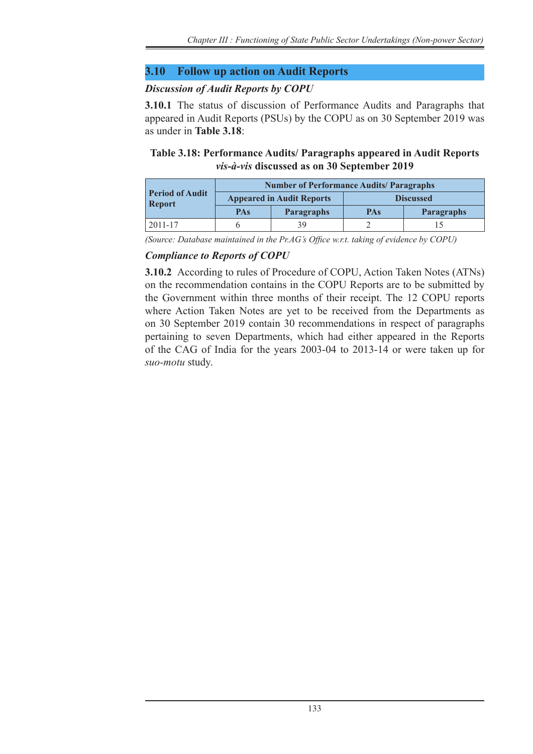## 3.10 Follow up action on Audit Reports

### *Discussion of Audit Reports by COPU*

**3.10.1** The status of discussion of Performance Audits and Paragraphs that appeared in Audit Reports (PSUs) by the COPU as on 30 September 2019 was as under in **Table 3.18**:

**Table 3.18: Performance Audits/ Paragraphs appeared in Audit Reports *vis-à-vis* discussed as on 30 September 2019**

| Period of Audit Report | Number of Performance Audits/ Paragraphs | | | |
|---|---|---|---|---|
| | Appeared in Audit Reports | | Discussed | |
| | PAs | Paragraphs | PAs | Paragraphs |
| 2011-17 | 6 | 39 | 2 | 15 |

*(Source: Database maintained in the Pr.AG's Office w.r.t. taking of evidence by COPU)*

### *Compliance to Reports of COPU*

**3.10.2** According to rules of Procedure of COPU, Action Taken Notes (ATNs) on the recommendation contains in the COPU Reports are to be submitted by the Government within three months of their receipt. The 12 COPU reports where Action Taken Notes are yet to be received from the Departments as on 30 September 2019 contain 30 recommendations in respect of paragraphs pertaining to seven Departments, which had either appeared in the Reports of the CAG of India for the years 2003-04 to 2013-14 or were taken up for *suo-motu* study.